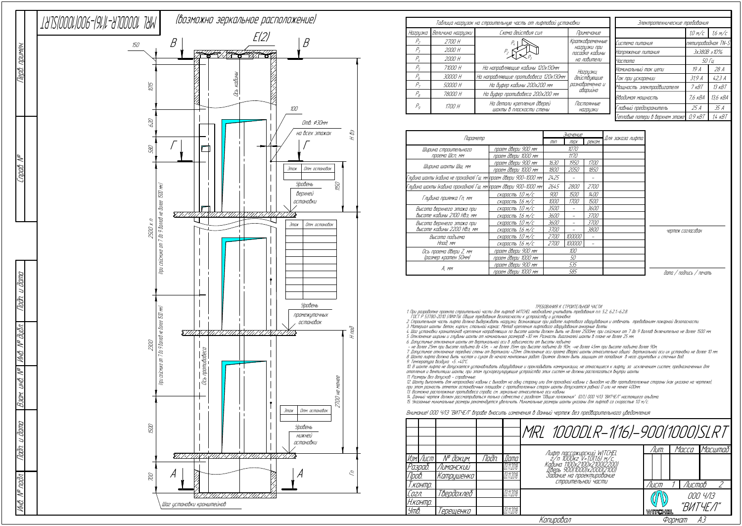MRL 1000DLR-1(16)-900(1000)SLRT

(возможно зеркальное расположение)

## Таблица нагрузок на строительную часть от лифтовой установки

| Нагрузка | Величина нагрузки | Схема действия сил | Примечание |
|---|---|---|---|
| $P_2$ | 2700 Н | | Кратковременные нагрузки при посадке кабины на ловители |
| $P_3$ | 2000 Н | | |
| $P_4$ | 2000 Н | | |
| $P_5$ | 71000 Н | На направляющие кабины 120х130мм | Нагрузки, действующие разновременно и аварийно |
| $P_6$ | 30000 Н | На направляющие противовеса 120х130мм | |
| $P_7$ | 50000 Н | На буфер кабины 200х200 мм | |
| $P_8$ | 78000 Н | На буфер противовеса 200х200 мм | |
| $P_9$ | 1700 Н | На детали крепления дверей шахты в плоскости стены | Постоянные нагрузки |

## Электротехнические требования

| | 1,0 м/с | 1,6 м/с |
|---|---|---|
| Система питания | пятипроводная TN-S | |
| Напряжение питания | 3х380В ±10% | |
| Частота | 50 Гц | |
| Номинальный ток цепи | 19 А | 28 А |
| Ток при ускорении | 31,9 А | 42,3 А |
| Мощность электродвигателя | 7 кВТ | 13 кВТ |
| Вводимая мощность | 7,6 кВА | 13,6 кВА |
| Главный предохранитель | 25 А | 35 А |
| Тепловые потери в верхнем этаже | 0,9 кВТ | 1,4 кВТ |

| Параметр | | Значение min | max | реком. | Для заказа лифта |
|---|---|---|---|---|---|
| Ширина строительного проема Шсп, мм | проем двери 900 мм | 1070 | | | |
| | проем двери 1000 мм | 1170 | | | |
| Ширина шахты Шш, мм | проем двери 900 мм | 1630 | 1950 | 1700 | |
| | проем двери 1000 мм | 1800 | 2050 | 1850 | |
| Глубина шахты (кабина не проходная) Гш, мм | проем двери 900-1000 мм | 2425 | - | - | |
| Глубина шахты (кабина проходная) Гш, мм | проем двери 900-1000 мм | 2645 | 2800 | 2700 | |
| Глубина приямка Гп, мм | скорость 1,0 м/с | 900 | 1500 | 1400 | |
| | скорость 1,6 м/с | 1000 | 1700 | 1500 | |
| Высота верхнего этажа при высоте кабины 2100 Нвэ, мм | скорость 1,0 м/с | 3500 | - | 3600 | |
| | скорость 1,6 м/с | 3600 | - | 3700 | |
| Высота верхнего этажа при высоте кабины 2200 Нвэ, мм | скорость 1,0 м/с | 3600 | - | 3700 | |
| | скорость 1,6 м/с | 3700 | - | 3800 | |
| Высота подъема Нпод, мм | скорость 1,0 м/с | 2700 | 100000 | - | |
| | скорость 1,6 м/с | 2700 | 100000 | - | |
| Ось проема двери Z, мм (размер кратен 50мм) | проем двери 900 мм | 100 | | | |
| | проем двери 1000 мм | 50 | | | |
| А, мм | проем двери 900 мм | 535 | | | |
| | проем двери 1000 мм | 585 | | | |

чертеж согласован

дата / подпись / печать

### ТРЕБОВАНИЯ К СТРОИТЕЛЬНОЙ ЧАСТИ

1. При разработке проекта строительной части для лифтов WITCHEL необходимо учитывать требования п.п. 5.2, 6.2.1-6.2.8. ГОСТ Р 53780-2010 (ЛИФТЫ. Общие требования безопасности к устройству и установке.
2. Строительная часть лифта должна выдерживать нагрузки, возникающие при работе лифтового оборудования и отвечать требованиям пожарной безопасности.
3. Материал шахты: бетон, кирпич, стальной каркас. Метод крепления лифтового оборудования анкерные болты.
4. Шаг установки кронштейнов крепления направляющих по высоте шахты должен быть не более 2500мм; при сейсмике от 7 до 9 баллов включительно не более 1500 мм.
5. Отклонение ширины и глубины шахты от номинальных размеров +30 мм. Разность диагоналей шахты в плане не более 25 мм.
6. Допустимые отклонения шахты от вертикальной оси в зависимости от высоты подъема:
 – не более 25мм при высоте подъема до 45м, – не более 35мм при высоте подъема до 90м, –не более 45мм при высоте подъема более 90м.
7. Допустимое отклонение передней стены от вертикали +20мм. Отклонение оси проема двери шахты относительно общей вертикальной оси их установки не более 10 мм.
8. Шахта лифта должна быть чистая и сухая до начала монтажных работ. Приямок должен быть защищен от попадания в него грунтовых и сточных вод.
9. Температура воздуха +5...+40°С.
10. В шахте лифта не допускается устанавливать оборудование и прокладывать коммуникации, не относящиеся к лифту, за исключением систем, предназначенных для отопления и вентиляции шахты, при этом пускорегулирующие устройства этих систем не должны располагаться внутри шахты.
11. Размеры без допусков – справочные.
12. Шахту выполнять для непроходной кабины с выходом на одну сторону или для проходной кабины с выходом на две противоположные стороны (как указано на чертеже), при этом разность отметок остановочных площадок с противоположных сторон шахты допускается равной 0 или не менее 400мм.
13. Возможно расположение противовеса справа, см. зеркально относительно оси кабины.
14. Данный чертеж должен рассматриваться только совместно с разделом "Общие положения" (ОП) ООО ЧЛЗ "ВИТЧЕЛ" настоящего альбома.
15. Указанные минимальные размеры рекомендуется увеличить. Минимальные размеры шахты указаны для лифтов со скоростью 1,0 м/с.

Внимание! ООО ЧЛЗ "ВИТЧЕЛ" вправе вносить изменения в данный чертеж без предварительного уведомления

## MRL 1000DLR-1(16)-900(1000)SLRT

Лифт пассажирский WITCHEL г/п 1000кг V=1,0(1,6) м/с.
Кабина 1100х2100х2100(2200)
Дверь 900(1000)х2000(2100)
Задание на проектирование строительной части

| Изм. | Лист | № докум. | Подп. | Дата |
|---|---|---|---|---|
| Разраб. | | Лиманский | | 03.11.2018 |
| Проб. | | Катрушенко | | 03.11.2018 |
| Т.контр. | | | | |
| Согл. | | Твердохлеб | | 03.11.2018 |
| Н.контр. | | | | |
| Утв. | | Терещенко | | 03.11.2018 |

Лист 1 Листов 2

ООО ЧЛЗ "ВИТЧЕЛ"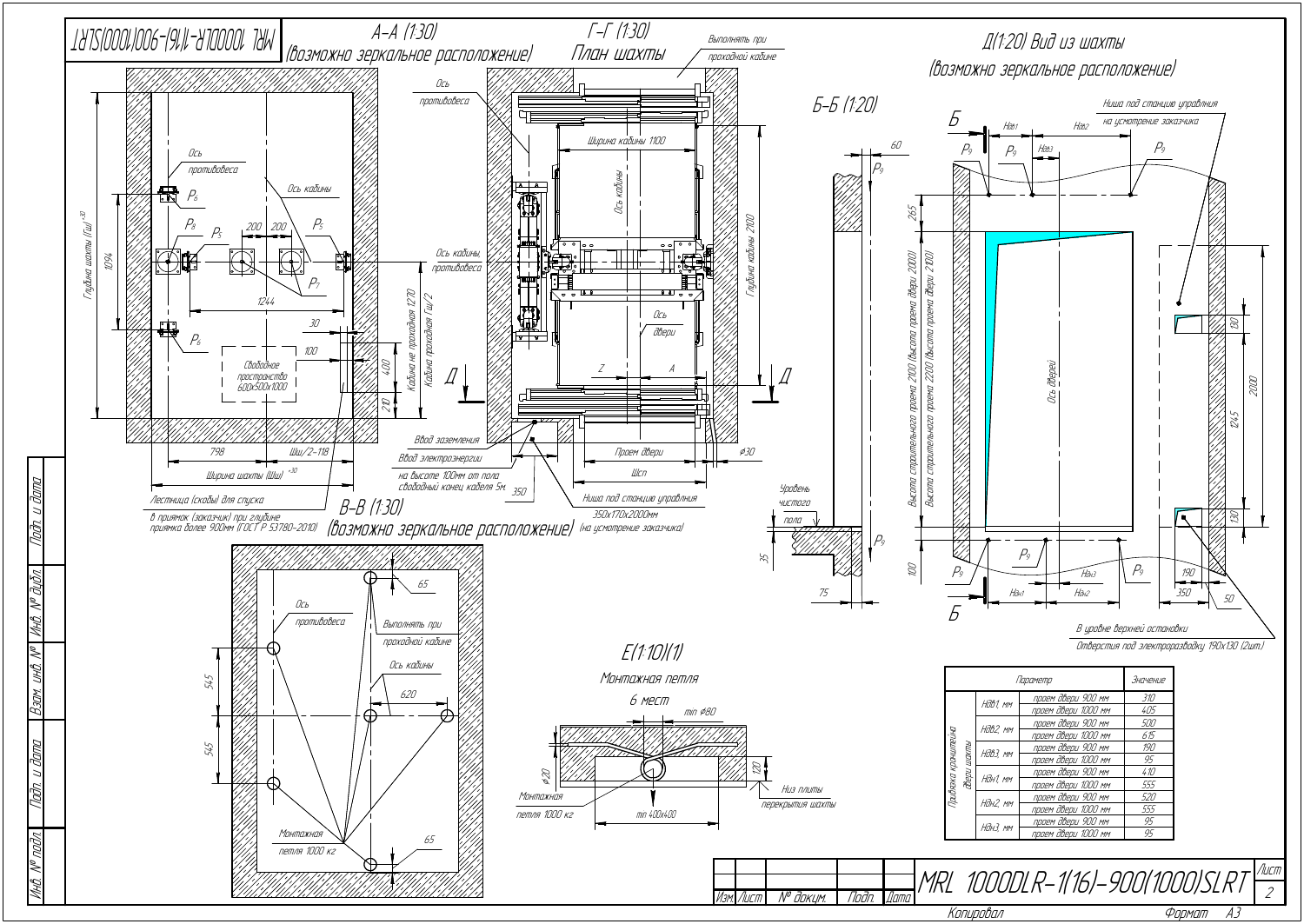MRL 1000DLR-1(16)-900(1000)SLRT

## А–А (1:30) (возможно зеркальное расположение)

Ось противовеса

Ось кабины

$P_6$ $P_8$ $P_5$ $P_5$ $P_7$ $P_6$

200 200

1244

Глубина шахты (Гш) $^{+30}$

1094

Ось кабины, противовеса

30

100

400

210

Кабина не проходная Гш/2 (2700)

Кабина проходная Гш/2

Свободное пространство 600х500х1000

798

Шш/2–118

Ширина шахты (Шш) $^{+30}$

Лестница (скобы) для спуска в приямок (заказчик) при глубине приямка более 900мм (ГОСТ Р 53780-2010)

## Г–Г (1:30) План шахты

Выполнять при проходной кабине

Ось противовеса

Ширина кабины 1100

Ось кабины

Глубина кабины 2100

Ось двери

Z A

Д Д

Ввод заземления

Ввод электроэнергии на высоте 100мм от пола свободный конец кабеля 5м.

350

Проем двери

Шсп

Ø30

Ниша под станцию управления 350х170х2000мм (на усмотрение заказчика)

## Б–Б (1:20)

60

$P_9$

Уровень чистого пола

35

75

$P_9$

## Д (1:20) Вид из шахты (возможно зеркальное расположение)

Б

Нdв1 Нdв2 Нdв3

Ниша под станцию управления на усмотрение заказчика

$P_9$ $P_9$ $P_9$

265

Высота строительного проема 2100 (высота проема двери 2000)

Высота строительного проема 2200 (высота проема двери 2100)

Ось дверей

130

2000

1245

130

100

$P_9$ $P_9$ $P_9$

Нdн1 Нdн2 Нdн3

Б

190

350

50

В уровне верхней остановки

Отверстия под электроразводку 190х130 (2шт.)

## В–В (1:30) (возможно зеркальное расположение)

65

Ось противовеса

Выполнять при проходной кабине

Ось кабины

620

545

545

Монтажная петля 1000 кг

65

## Е (1:10) (1) Монтажная петля 6 мест

min Ø80

Ø20

120

Монтажная петля 1000 кг

min 400х400

Низ плиты перекрытия шахты

| Параметр | | | Значение |
|---|---|---|---|
| Привязка кронштейна двери шахты | Нdв1, мм | проем двери 900 мм | 310 |
| | | проем двери 1000 мм | 405 |
| | Нdв2, мм | проем двери 900 мм | 500 |
| | | проем двери 1000 мм | 615 |
| | Нdв3, мм | проем двери 900 мм | 190 |
| | | проем двери 1000 мм | 95 |
| | Нdн1, мм | проем двери 900 мм | 410 |
| | | проем двери 1000 мм | 555 |
| | Нdн2, мм | проем двери 900 мм | 520 |
| | | проем двери 1000 мм | 555 |
| | Нdн3, мм | проем двери 900 мм | 95 |
| | | проем двери 1000 мм | 95 |

| Изм | Лист | № докум. | Подп. | Дата |
|---|---|---|---|---|
| | | | | |

MRL 1000DLR-1(16)-900(1000)SLRT

Лист 2

Копировал | Формат А3

Инв. № подл. | Подп. и дата | Взам. инв. № | Инв. № дубл. | Подп. и дата